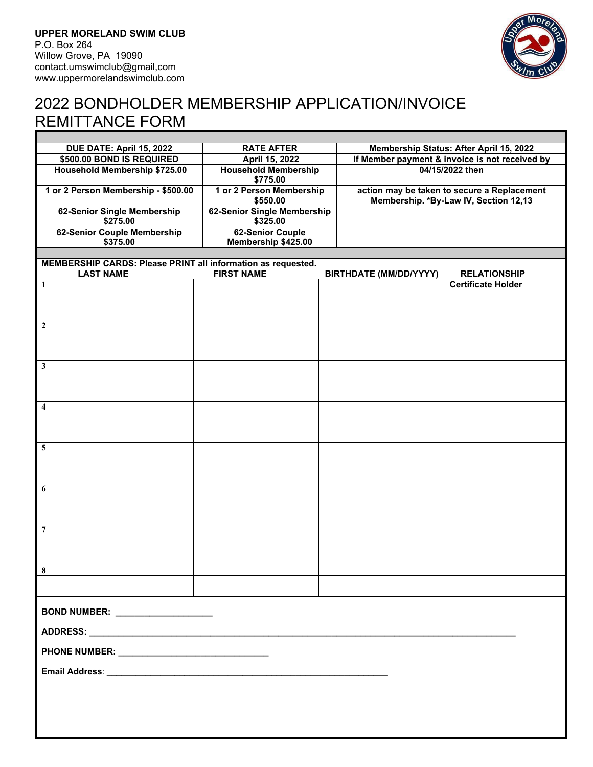**UPPER MORELAND SWIM CLUB**
P.O. Box 264
Willow Grove, PA 19090
contact.umswimclub@gmail,com
www.uppermorelandswimclub.com

# 2022 BONDHOLDER MEMBERSHIP APPLICATION/INVOICE REMITTANCE FORM

| DUE DATE: April 15, 2022 | RATE AFTER | Membership Status: After April 15, 2022 |
|---|---|---|
| $500.00 BOND IS REQUIRED | April 15, 2022 | If Member payment & invoice is not received by |
| Household Membership $725.00 | Household Membership $775.00 | 04/15/2022 then |
| 1 or 2 Person Membership - $500.00 | 1 or 2 Person Membership $550.00 | action may be taken to secure a Replacement Membership. *By-Law IV, Section 12,13 |
| 62-Senior Single Membership $275.00 | 62-Senior Single Membership $325.00 | |
| 62-Senior Couple Membership $375.00 | 62-Senior Couple Membership $425.00 | |

**MEMBERSHIP CARDS: Please PRINT all information as requested.**

| | LAST NAME | FIRST NAME | BIRTHDATE (MM/DD/YYYY) | RELATIONSHIP |
|---|---|---|---|---|
| 1 | | | | Certificate Holder |
| 2 | | | | |
| 3 | | | | |
| 4 | | | | |
| 5 | | | | |
| 6 | | | | |
| 7 | | | | |
| 8 | | | | |

**BOND NUMBER:** ____________________

**ADDRESS:** ____________________________________________________________

**PHONE NUMBER:** ______________________________

**Email Address**: ____________________________________________________________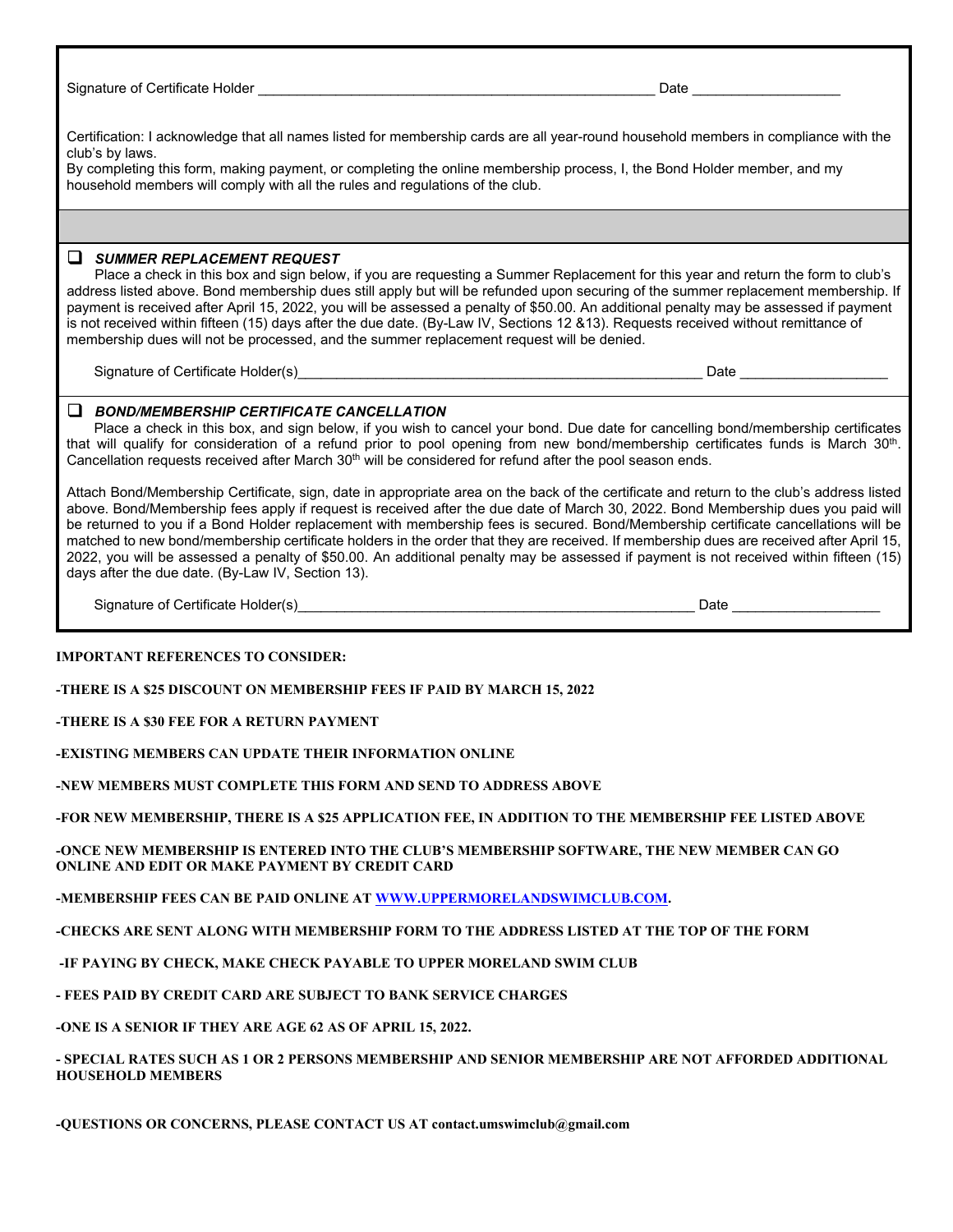Signature of Certificate Holder ______________________________________________________ Date ____________________

Certification: I acknowledge that all names listed for membership cards are all year-round household members in compliance with the club's by laws.
By completing this form, making payment, or completing the online membership process, I, the Bond Holder member, and my household members will comply with all the rules and regulations of the club.

---

☐ ***SUMMER REPLACEMENT REQUEST***

Place a check in this box and sign below, if you are requesting a Summer Replacement for this year and return the form to club's address listed above. Bond membership dues still apply but will be refunded upon securing of the summer replacement membership. If payment is received after April 15, 2022, you will be assessed a penalty of $50.00. An additional penalty may be assessed if payment is not received within fifteen (15) days after the due date. (By-Law IV, Sections 12 &13). Requests received without remittance of membership dues will not be processed, and the summer replacement request will be denied.

Signature of Certificate Holder(s)______________________________________________________ Date ____________________

☐ ***BOND/MEMBERSHIP CERTIFICATE CANCELLATION***

Place a check in this box, and sign below, if you wish to cancel your bond. Due date for cancelling bond/membership certificates that will qualify for consideration of a refund prior to pool opening from new bond/membership certificates funds is March 30th. Cancellation requests received after March 30th will be considered for refund after the pool season ends.

Attach Bond/Membership Certificate, sign, date in appropriate area on the back of the certificate and return to the club's address listed above. Bond/Membership fees apply if request is received after the due date of March 30, 2022. Bond Membership dues you paid will be returned to you if a Bond Holder replacement with membership fees is secured. Bond/Membership certificate cancellations will be matched to new bond/membership certificate holders in the order that they are received. If membership dues are received after April 15, 2022, you will be assessed a penalty of $50.00. An additional penalty may be assessed if payment is not received within fifteen (15) days after the due date. (By-Law IV, Section 13).

Signature of Certificate Holder(s)_____________________________________________________ Date ____________________

**IMPORTANT REFERENCES TO CONSIDER:**

**-THERE IS A $25 DISCOUNT ON MEMBERSHIP FEES IF PAID BY MARCH 15, 2022**

**-THERE IS A $30 FEE FOR A RETURN PAYMENT**

**-EXISTING MEMBERS CAN UPDATE THEIR INFORMATION ONLINE**

**-NEW MEMBERS MUST COMPLETE THIS FORM AND SEND TO ADDRESS ABOVE**

**-FOR NEW MEMBERSHIP, THERE IS A $25 APPLICATION FEE, IN ADDITION TO THE MEMBERSHIP FEE LISTED ABOVE**

**-ONCE NEW MEMBERSHIP IS ENTERED INTO THE CLUB'S MEMBERSHIP SOFTWARE, THE NEW MEMBER CAN GO ONLINE AND EDIT OR MAKE PAYMENT BY CREDIT CARD**

**-MEMBERSHIP FEES CAN BE PAID ONLINE AT [WWW.UPPERMORELANDSWIMCLUB.COM](http://WWW.UPPERMORELANDSWIMCLUB.COM).**

**-CHECKS ARE SENT ALONG WITH MEMBERSHIP FORM TO THE ADDRESS LISTED AT THE TOP OF THE FORM**

**-IF PAYING BY CHECK, MAKE CHECK PAYABLE TO UPPER MORELAND SWIM CLUB**

**- FEES PAID BY CREDIT CARD ARE SUBJECT TO BANK SERVICE CHARGES**

**-ONE IS A SENIOR IF THEY ARE AGE 62 AS OF APRIL 15, 2022.**

**- SPECIAL RATES SUCH AS 1 OR 2 PERSONS MEMBERSHIP AND SENIOR MEMBERSHIP ARE NOT AFFORDED ADDITIONAL HOUSEHOLD MEMBERS**

**-QUESTIONS OR CONCERNS, PLEASE CONTACT US AT contact.umswimclub@gmail.com**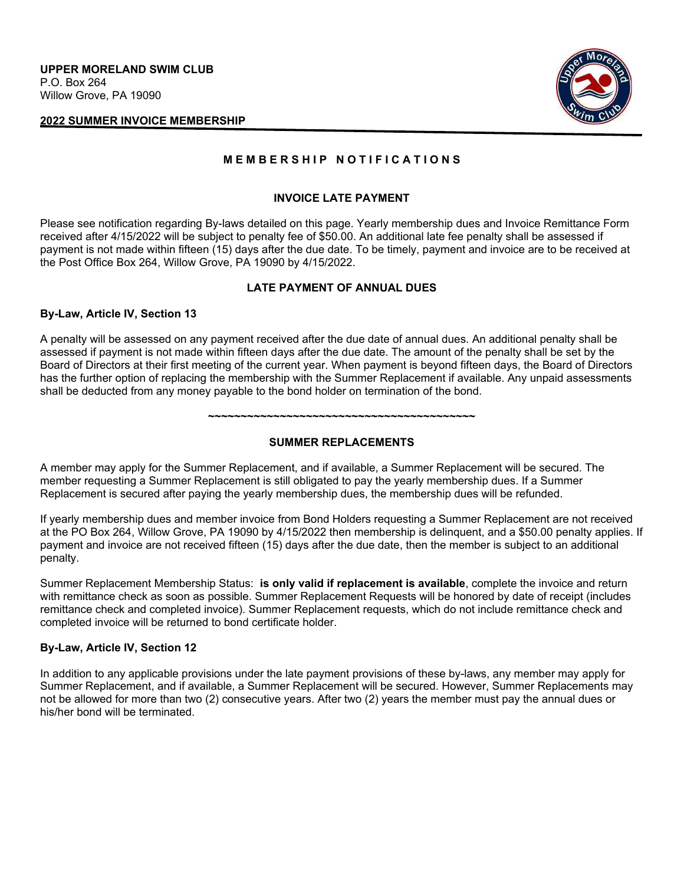**UPPER MORELAND SWIM CLUB**
P.O. Box 264
Willow Grove, PA 19090

**2022 SUMMER INVOICE MEMBERSHIP**

## MEMBERSHIP NOTIFICATIONS

### INVOICE LATE PAYMENT

Please see notification regarding By-laws detailed on this page. Yearly membership dues and Invoice Remittance Form received after 4/15/2022 will be subject to penalty fee of $50.00. An additional late fee penalty shall be assessed if payment is not made within fifteen (15) days after the due date. To be timely, payment and invoice are to be received at the Post Office Box 264, Willow Grove, PA 19090 by 4/15/2022.

### LATE PAYMENT OF ANNUAL DUES

**By-Law, Article IV, Section 13**

A penalty will be assessed on any payment received after the due date of annual dues. An additional penalty shall be assessed if payment is not made within fifteen days after the due date. The amount of the penalty shall be set by the Board of Directors at their first meeting of the current year. When payment is beyond fifteen days, the Board of Directors has the further option of replacing the membership with the Summer Replacement if available. Any unpaid assessments shall be deducted from any money payable to the bond holder on termination of the bond.

~~~~~~~~~~~~~~~~~~~~~~~~~~~~~~~~~~~~~~~~~~

### SUMMER REPLACEMENTS

A member may apply for the Summer Replacement, and if available, a Summer Replacement will be secured. The member requesting a Summer Replacement is still obligated to pay the yearly membership dues. If a Summer Replacement is secured after paying the yearly membership dues, the membership dues will be refunded.

If yearly membership dues and member invoice from Bond Holders requesting a Summer Replacement are not received at the PO Box 264, Willow Grove, PA 19090 by 4/15/2022 then membership is delinquent, and a $50.00 penalty applies. If payment and invoice are not received fifteen (15) days after the due date, then the member is subject to an additional penalty.

Summer Replacement Membership Status: **is only valid if replacement is available**, complete the invoice and return with remittance check as soon as possible. Summer Replacement Requests will be honored by date of receipt (includes remittance check and completed invoice). Summer Replacement requests, which do not include remittance check and completed invoice will be returned to bond certificate holder.

**By-Law, Article IV, Section 12**

In addition to any applicable provisions under the late payment provisions of these by-laws, any member may apply for Summer Replacement, and if available, a Summer Replacement will be secured. However, Summer Replacements may not be allowed for more than two (2) consecutive years. After two (2) years the member must pay the annual dues or his/her bond will be terminated.